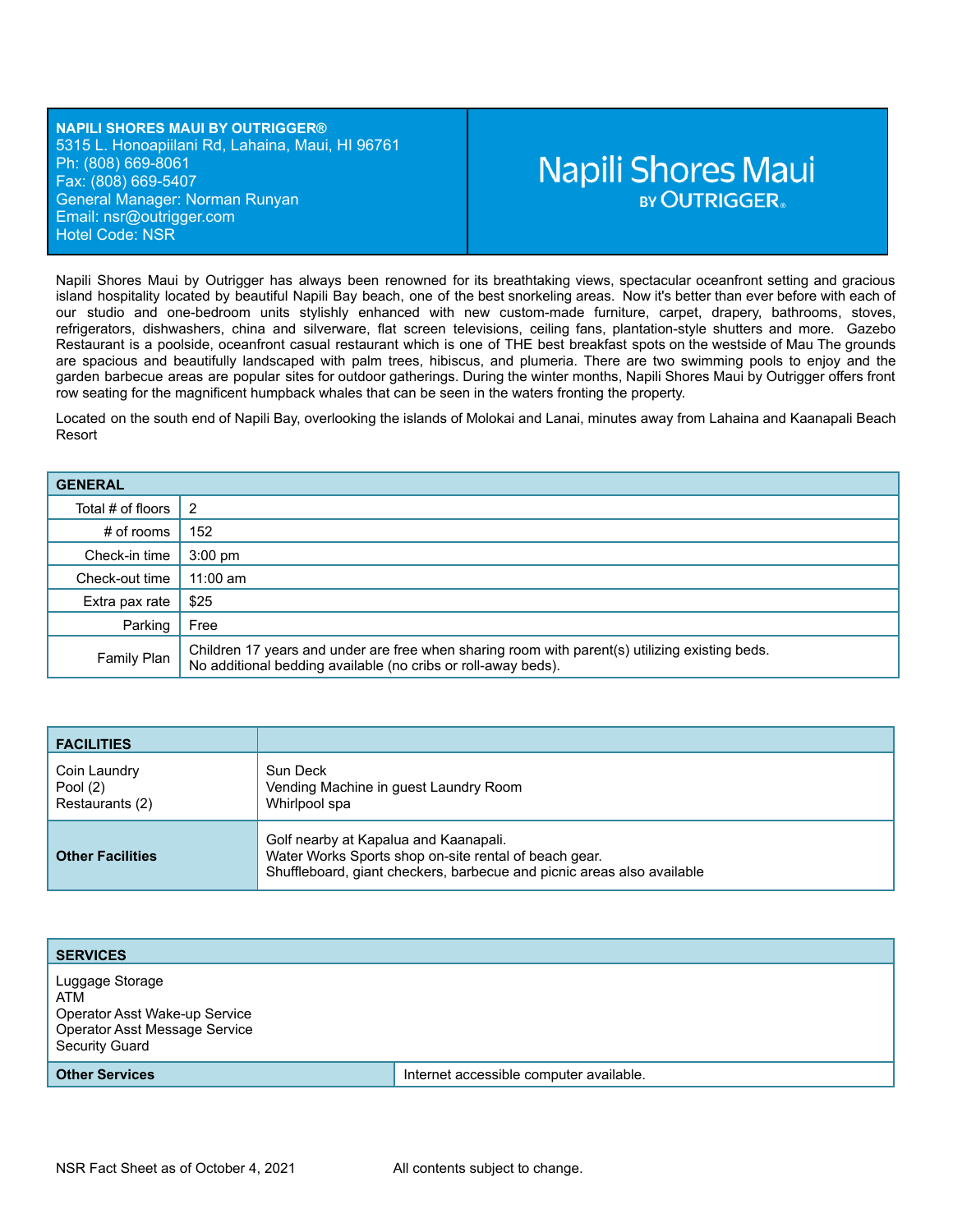**NAPILI SHORES MAUI BY OUTRIGGER®**
5315 L. Honoapiilani Rd, Lahaina, Maui, HI 96761
Ph: (808) 669-8061
Fax: (808) 669-5407
General Manager: Norman Runyan
Email: nsr@outrigger.com
Hotel Code: NSR

Napili Shores Maui BY OUTRIGGER®

Napili Shores Maui by Outrigger has always been renowned for its breathtaking views, spectacular oceanfront setting and gracious island hospitality located by beautiful Napili Bay beach, one of the best snorkeling areas. Now it's better than ever before with each of our studio and one-bedroom units stylishly enhanced with new custom-made furniture, carpet, drapery, bathrooms, stoves, refrigerators, dishwashers, china and silverware, flat screen televisions, ceiling fans, plantation-style shutters and more. Gazebo Restaurant is a poolside, oceanfront casual restaurant which is one of THE best breakfast spots on the westside of Mau The grounds are spacious and beautifully landscaped with palm trees, hibiscus, and plumeria. There are two swimming pools to enjoy and the garden barbecue areas are popular sites for outdoor gatherings. During the winter months, Napili Shores Maui by Outrigger offers front row seating for the magnificent humpback whales that can be seen in the waters fronting the property.

Located on the south end of Napili Bay, overlooking the islands of Molokai and Lanai, minutes away from Lahaina and Kaanapali Beach Resort

| GENERAL | |
|---|---|
| Total # of floors | 2 |
| # of rooms | 152 |
| Check-in time | 3:00 pm |
| Check-out time | 11:00 am |
| Extra pax rate | $25 |
| Parking | Free |
| Family Plan | Children 17 years and under are free when sharing room with parent(s) utilizing existing beds.<br>No additional bedding available (no cribs or roll-away beds). |

| FACILITIES | |
|---|---|
| Coin Laundry<br>Pool (2)<br>Restaurants (2) | Sun Deck<br>Vending Machine in guest Laundry Room<br>Whirlpool spa |
| **Other Facilities** | Golf nearby at Kapalua and Kaanapali.<br>Water Works Sports shop on-site rental of beach gear.<br>Shuffleboard, giant checkers, barbecue and picnic areas also available |

| SERVICES | |
|---|---|
| Luggage Storage<br>ATM<br>Operator Asst Wake-up Service<br>Operator Asst Message Service<br>Security Guard | |
| **Other Services** | Internet accessible computer available. |

NSR Fact Sheet as of October 4, 2021 All contents subject to change.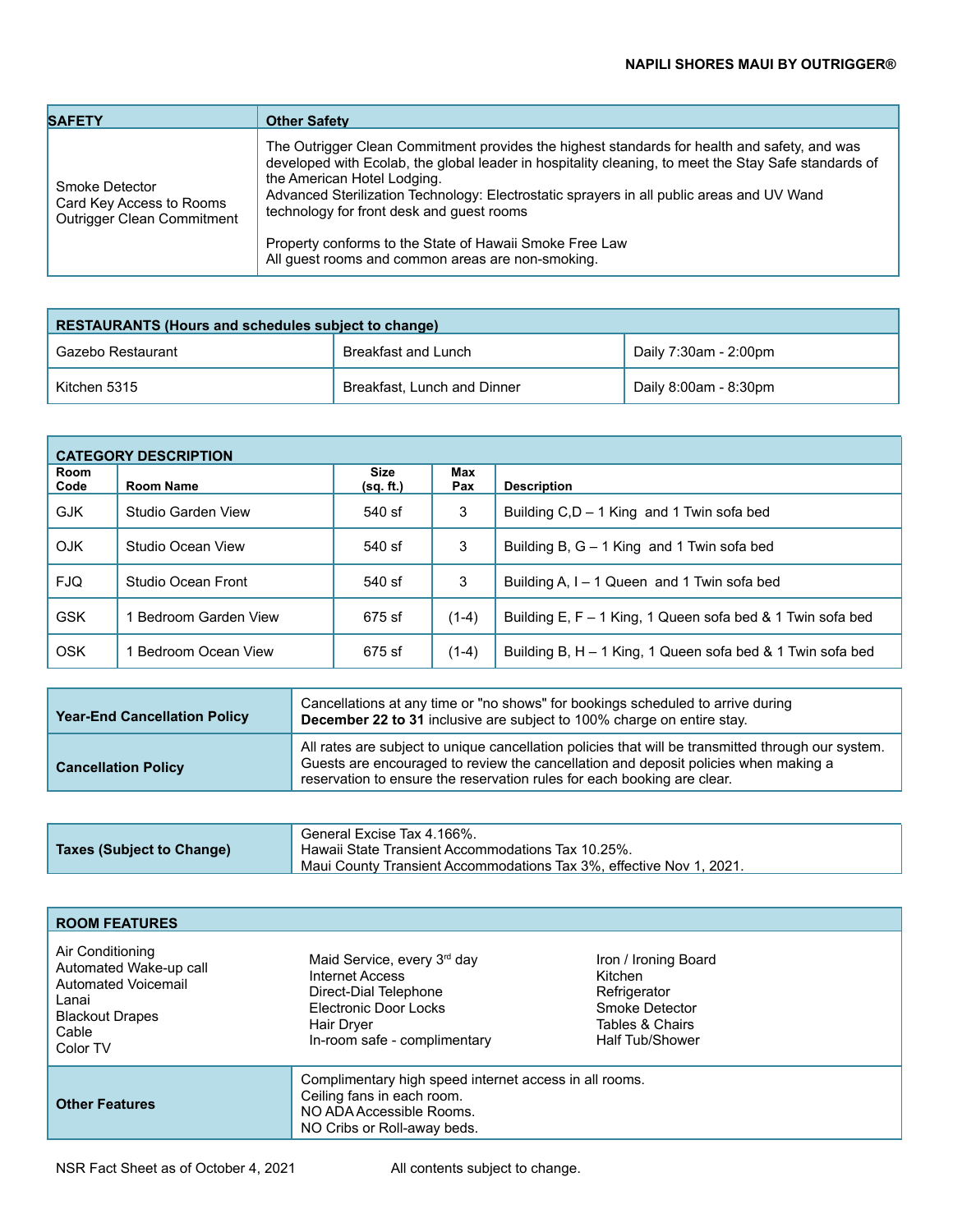| SAFETY | Other Safety |
|---|---|
| Smoke Detector<br>Card Key Access to Rooms<br>Outrigger Clean Commitment | The Outrigger Clean Commitment provides the highest standards for health and safety, and was developed with Ecolab, the global leader in hospitality cleaning, to meet the Stay Safe standards of the American Hotel Lodging.<br>Advanced Sterilization Technology: Electrostatic sprayers in all public areas and UV Wand technology for front desk and guest rooms<br><br>Property conforms to the State of Hawaii Smoke Free Law<br>All guest rooms and common areas are non-smoking. |

| RESTAURANTS (Hours and schedules subject to change) | | |
|---|---|---|
| Gazebo Restaurant | Breakfast and Lunch | Daily 7:30am - 2:00pm |
| Kitchen 5315 | Breakfast, Lunch and Dinner | Daily 8:00am - 8:30pm |

| CATEGORY DESCRIPTION | | | | |
|---|---|---|---|---|
| Room Code | Room Name | Size (sq. ft.) | Max Pax | Description |
| GJK | Studio Garden View | 540 sf | 3 | Building C,D – 1 King and 1 Twin sofa bed |
| OJK | Studio Ocean View | 540 sf | 3 | Building B, G – 1 King and 1 Twin sofa bed |
| FJQ | Studio Ocean Front | 540 sf | 3 | Building A, I – 1 Queen and 1 Twin sofa bed |
| GSK | 1 Bedroom Garden View | 675 sf | (1-4) | Building E, F – 1 King, 1 Queen sofa bed & 1 Twin sofa bed |
| OSK | 1 Bedroom Ocean View | 675 sf | (1-4) | Building B, H – 1 King, 1 Queen sofa bed & 1 Twin sofa bed |

| | |
|---|---|
| **Year-End Cancellation Policy** | Cancellations at any time or "no shows" for bookings scheduled to arrive during **December 22 to 31** inclusive are subject to 100% charge on entire stay. |
| **Cancellation Policy** | All rates are subject to unique cancellation policies that will be transmitted through our system. Guests are encouraged to review the cancellation and deposit policies when making a reservation to ensure the reservation rules for each booking are clear. |

| | |
|---|---|
| **Taxes (Subject to Change)** | General Excise Tax 4.166%.<br>Hawaii State Transient Accommodations Tax 10.25%.<br>Maui County Transient Accommodations Tax 3%, effective Nov 1, 2021. |

| ROOM FEATURES | | |
|---|---|---|
| Air Conditioning<br>Automated Wake-up call<br>Automated Voicemail<br>Lanai<br>Blackout Drapes<br>Cable<br>Color TV | Maid Service, every 3rd day<br>Internet Access<br>Direct-Dial Telephone<br>Electronic Door Locks<br>Hair Dryer<br>In-room safe - complimentary | Iron / Ironing Board<br>Kitchen<br>Refrigerator<br>Smoke Detector<br>Tables & Chairs<br>Half Tub/Shower |
| **Other Features** | Complimentary high speed internet access in all rooms.<br>Ceiling fans in each room.<br>NO ADA Accessible Rooms.<br>NO Cribs or Roll-away beds. | |

NSR Fact Sheet as of October 4, 2021 All contents subject to change.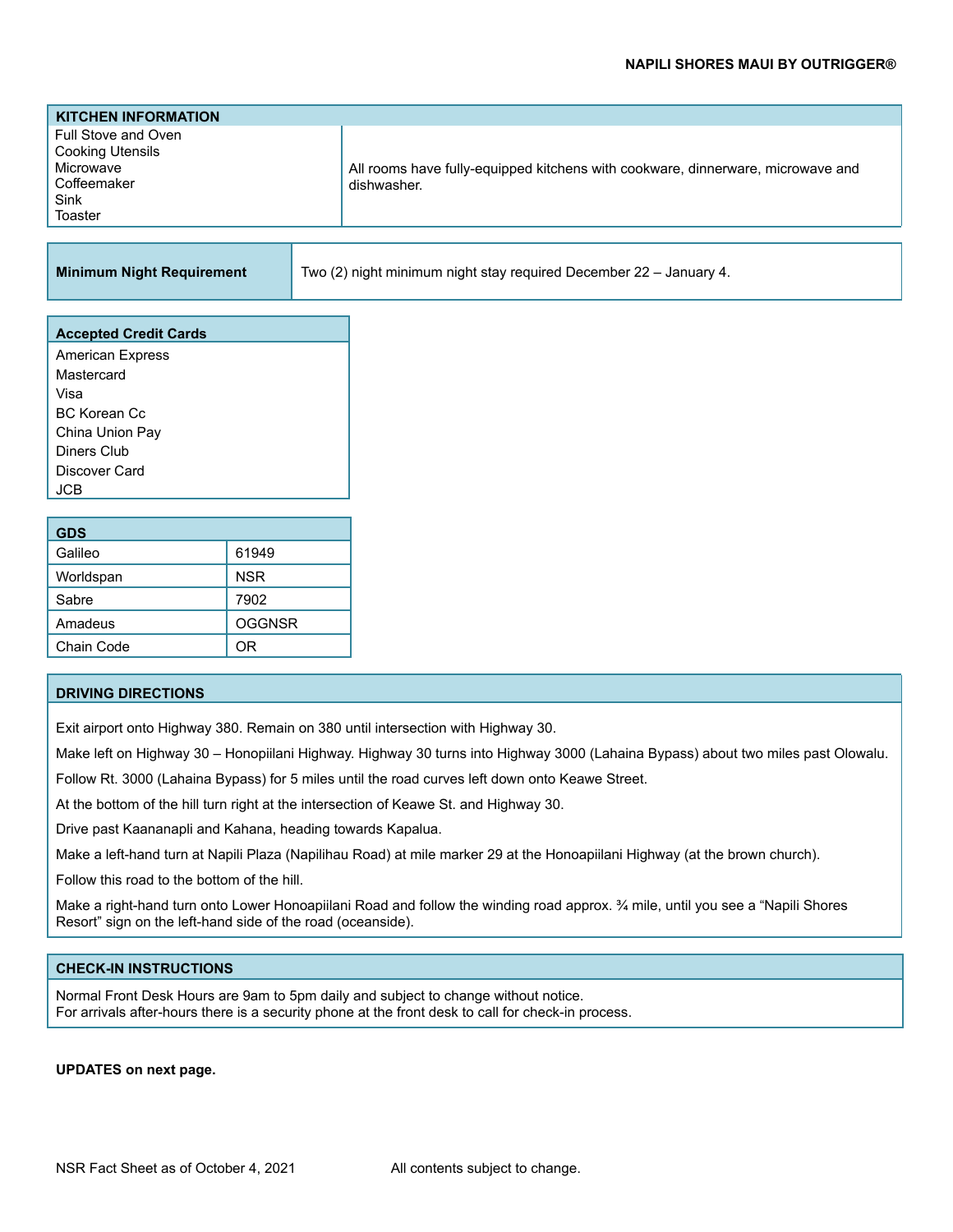## KITCHEN INFORMATION

| Item | Details |
|---|---|
| Full Stove and Oven<br>Cooking Utensils<br>Microwave<br>Coffeemaker<br>Sink<br>Toaster | All rooms have fully-equipped kitchens with cookware, dinnerware, microwave and dishwasher. |

| Minimum Night Requirement | Two (2) night minimum night stay required December 22 – January 4. |
|---|---|

## Accepted Credit Cards

- American Express
- Mastercard
- Visa
- BC Korean Cc
- China Union Pay
- Diners Club
- Discover Card
- JCB

## GDS

| GDS | Code |
|---|---|
| Galileo | 61949 |
| Worldspan | NSR |
| Sabre | 7902 |
| Amadeus | OGGNSR |
| Chain Code | OR |

## DRIVING DIRECTIONS

Exit airport onto Highway 380. Remain on 380 until intersection with Highway 30.

Make left on Highway 30 – Honopiilani Highway. Highway 30 turns into Highway 3000 (Lahaina Bypass) about two miles past Olowalu.

Follow Rt. 3000 (Lahaina Bypass) for 5 miles until the road curves left down onto Keawe Street.

At the bottom of the hill turn right at the intersection of Keawe St. and Highway 30.

Drive past Kaananapli and Kahana, heading towards Kapalua.

Make a left-hand turn at Napili Plaza (Napilihau Road) at mile marker 29 at the Honoapiilani Highway (at the brown church).

Follow this road to the bottom of the hill.

Make a right-hand turn onto Lower Honoapiilani Road and follow the winding road approx. ¾ mile, until you see a "Napili Shores Resort" sign on the left-hand side of the road (oceanside).

## CHECK-IN INSTRUCTIONS

Normal Front Desk Hours are 9am to 5pm daily and subject to change without notice.
For arrivals after-hours there is a security phone at the front desk to call for check-in process.

**UPDATES on next page.**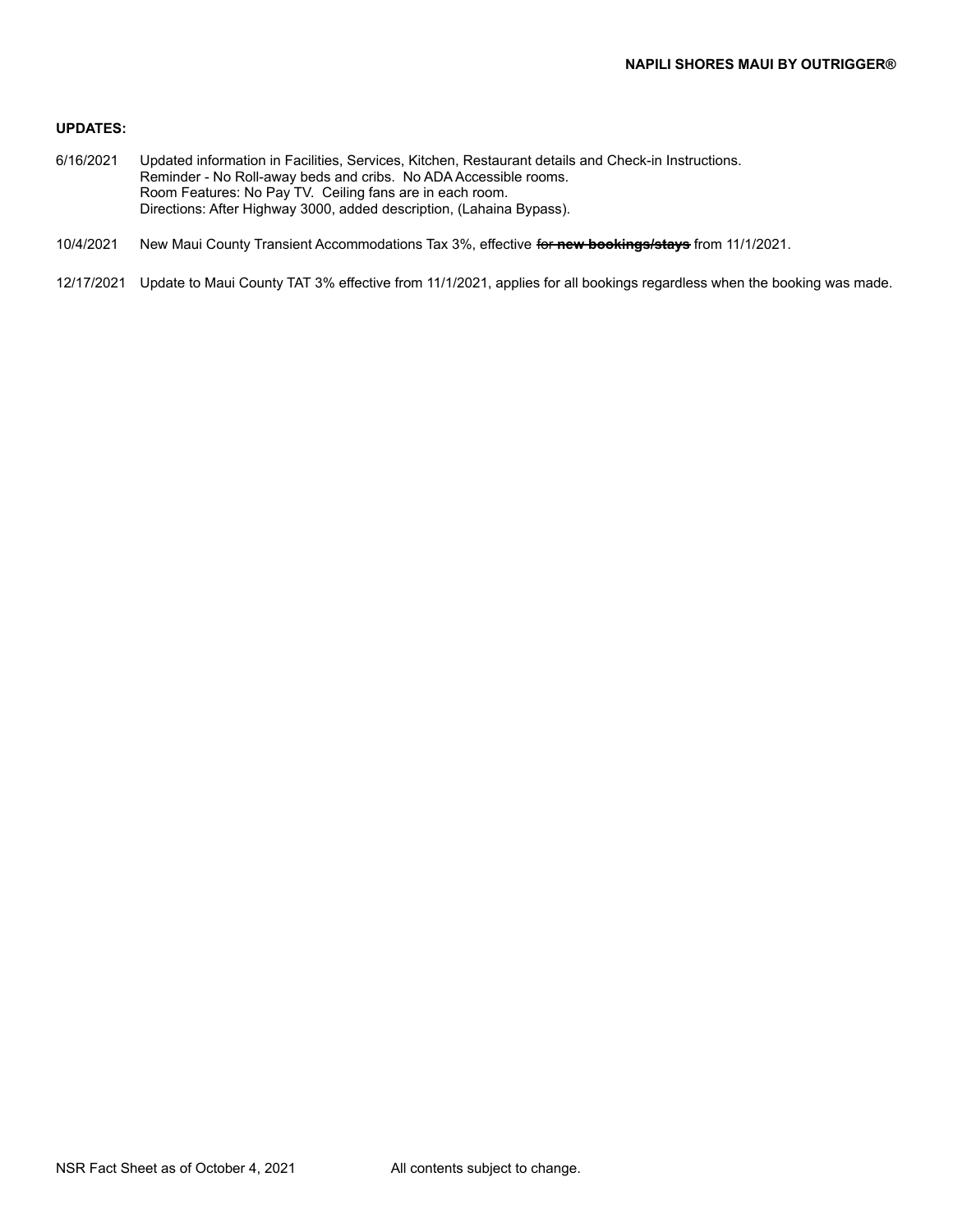**UPDATES:**

| | |
|---|---|
| 6/16/2021 | Updated information in Facilities, Services, Kitchen, Restaurant details and Check-in Instructions.<br>Reminder - No Roll-away beds and cribs. No ADA Accessible rooms.<br>Room Features: No Pay TV. Ceiling fans are in each room.<br>Directions: After Highway 3000, added description, (Lahaina Bypass). |
| 10/4/2021 | New Maui County Transient Accommodations Tax 3%, effective ~~for **new bookings/stays**~~ from 11/1/2021. |
| 12/17/2021 | Update to Maui County TAT 3% effective from 11/1/2021, applies for all bookings regardless when the booking was made. |